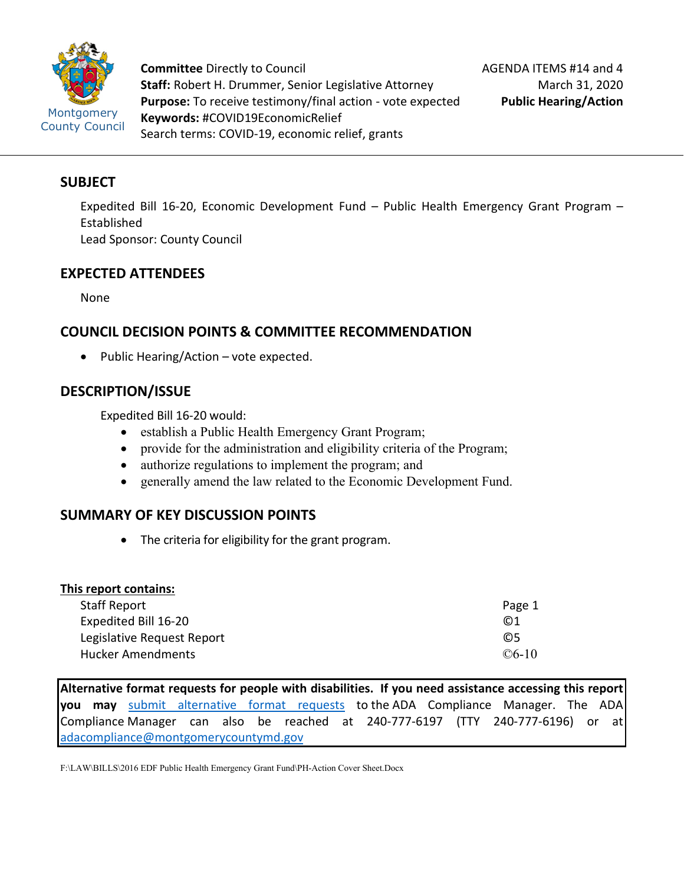Montgomery County Council

**Committee** Directly to Council
**Staff:** Robert H. Drummer, Senior Legislative Attorney
**Purpose:** To receive testimony/final action - vote expected
**Keywords:** #COVID19EconomicRelief
Search terms: COVID-19, economic relief, grants

AGENDA ITEMS #14 and 4
March 31, 2020
**Public Hearing/Action**

## SUBJECT

Expedited Bill 16-20, Economic Development Fund – Public Health Emergency Grant Program – Established
Lead Sponsor: County Council

## EXPECTED ATTENDEES

None

## COUNCIL DECISION POINTS & COMMITTEE RECOMMENDATION

- Public Hearing/Action – vote expected.

## DESCRIPTION/ISSUE

Expedited Bill 16-20 would:

- establish a Public Health Emergency Grant Program;
- provide for the administration and eligibility criteria of the Program;
- authorize regulations to implement the program; and
- generally amend the law related to the Economic Development Fund.

## SUMMARY OF KEY DISCUSSION POINTS

- The criteria for eligibility for the grant program.

**This report contains:**

| | |
|---|---|
| Staff Report | Page 1 |
| Expedited Bill 16-20 | ©1 |
| Legislative Request Report | ©5 |
| Hucker Amendments | ©6-10 |

**Alternative format requests for people with disabilities. If you need assistance accessing this report you may** submit alternative format requests to the ADA Compliance Manager. The ADA Compliance Manager can also be reached at 240-777-6197 (TTY 240-777-6196) or at adacompliance@montgomerycountymd.gov

F:\LAW\BILLS\2016 EDF Public Health Emergency Grant Fund\PH-Action Cover Sheet.Docx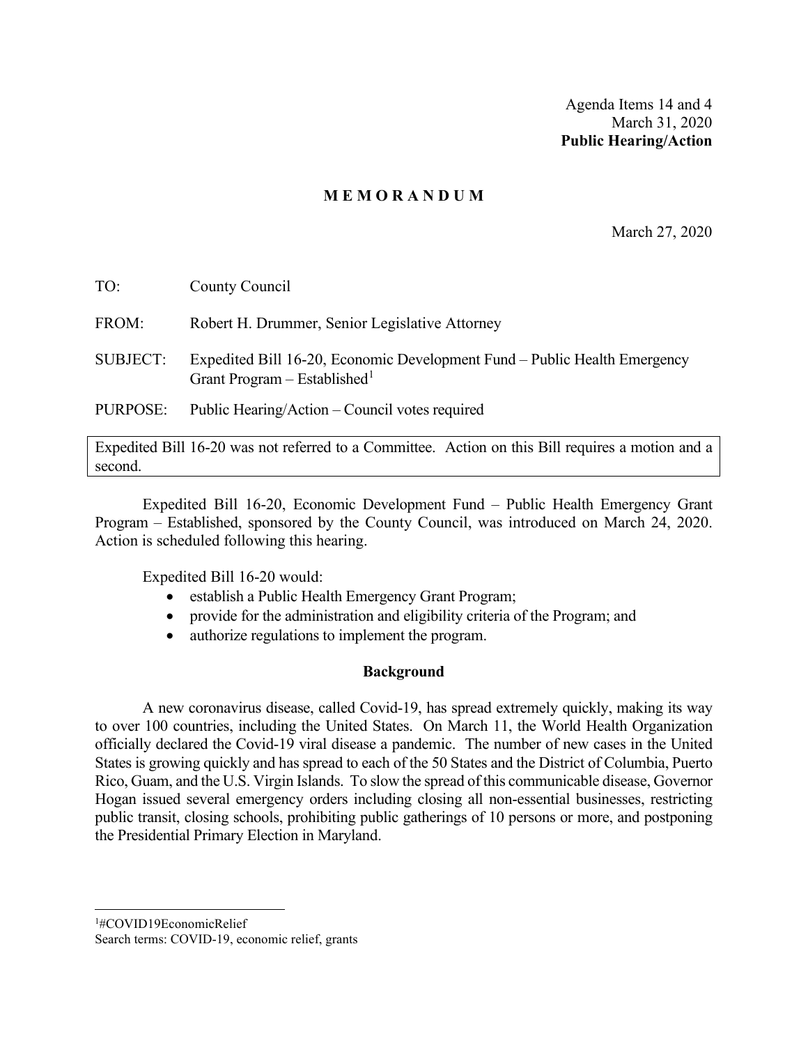Agenda Items 14 and 4
March 31, 2020
**Public Hearing/Action**

# MEMORANDUM

March 27, 2020

TO: County Council

FROM: Robert H. Drummer, Senior Legislative Attorney

SUBJECT: Expedited Bill 16-20, Economic Development Fund – Public Health Emergency Grant Program – Established[1]

PURPOSE: Public Hearing/Action – Council votes required

Expedited Bill 16-20 was not referred to a Committee. Action on this Bill requires a motion and a second.

Expedited Bill 16-20, Economic Development Fund – Public Health Emergency Grant Program – Established, sponsored by the County Council, was introduced on March 24, 2020. Action is scheduled following this hearing.

Expedited Bill 16-20 would:

- establish a Public Health Emergency Grant Program;
- provide for the administration and eligibility criteria of the Program; and
- authorize regulations to implement the program.

## Background

A new coronavirus disease, called Covid-19, has spread extremely quickly, making its way to over 100 countries, including the United States. On March 11, the World Health Organization officially declared the Covid-19 viral disease a pandemic. The number of new cases in the United States is growing quickly and has spread to each of the 50 States and the District of Columbia, Puerto Rico, Guam, and the U.S. Virgin Islands. To slow the spread of this communicable disease, Governor Hogan issued several emergency orders including closing all non-essential businesses, restricting public transit, closing schools, prohibiting public gatherings of 10 persons or more, and postponing the Presidential Primary Election in Maryland.

[1]#COVID19EconomicRelief
Search terms: COVID-19, economic relief, grants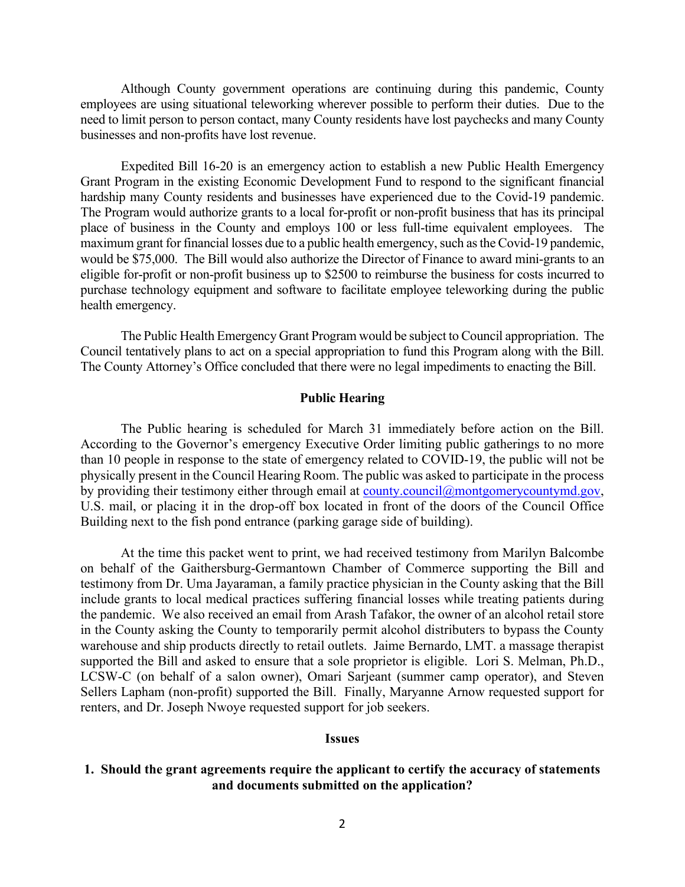Although County government operations are continuing during this pandemic, County employees are using situational teleworking wherever possible to perform their duties. Due to the need to limit person to person contact, many County residents have lost paychecks and many County businesses and non-profits have lost revenue.

Expedited Bill 16-20 is an emergency action to establish a new Public Health Emergency Grant Program in the existing Economic Development Fund to respond to the significant financial hardship many County residents and businesses have experienced due to the Covid-19 pandemic. The Program would authorize grants to a local for-profit or non-profit business that has its principal place of business in the County and employs 100 or less full-time equivalent employees. The maximum grant for financial losses due to a public health emergency, such as the Covid-19 pandemic, would be $75,000. The Bill would also authorize the Director of Finance to award mini-grants to an eligible for-profit or non-profit business up to $2500 to reimburse the business for costs incurred to purchase technology equipment and software to facilitate employee teleworking during the public health emergency.

The Public Health Emergency Grant Program would be subject to Council appropriation. The Council tentatively plans to act on a special appropriation to fund this Program along with the Bill. The County Attorney's Office concluded that there were no legal impediments to enacting the Bill.

## Public Hearing

The Public hearing is scheduled for March 31 immediately before action on the Bill. According to the Governor's emergency Executive Order limiting public gatherings to no more than 10 people in response to the state of emergency related to COVID-19, the public will not be physically present in the Council Hearing Room. The public was asked to participate in the process by providing their testimony either through email at county.council@montgomerycountymd.gov, U.S. mail, or placing it in the drop-off box located in front of the doors of the Council Office Building next to the fish pond entrance (parking garage side of building).

At the time this packet went to print, we had received testimony from Marilyn Balcombe on behalf of the Gaithersburg-Germantown Chamber of Commerce supporting the Bill and testimony from Dr. Uma Jayaraman, a family practice physician in the County asking that the Bill include grants to local medical practices suffering financial losses while treating patients during the pandemic. We also received an email from Arash Tafakor, the owner of an alcohol retail store in the County asking the County to temporarily permit alcohol distributers to bypass the County warehouse and ship products directly to retail outlets. Jaime Bernardo, LMT. a massage therapist supported the Bill and asked to ensure that a sole proprietor is eligible. Lori S. Melman, Ph.D., LCSW-C (on behalf of a salon owner), Omari Sarjeant (summer camp operator), and Steven Sellers Lapham (non-profit) supported the Bill. Finally, Maryanne Arnow requested support for renters, and Dr. Joseph Nwoye requested support for job seekers.

## Issues

### 1. Should the grant agreements require the applicant to certify the accuracy of statements and documents submitted on the application?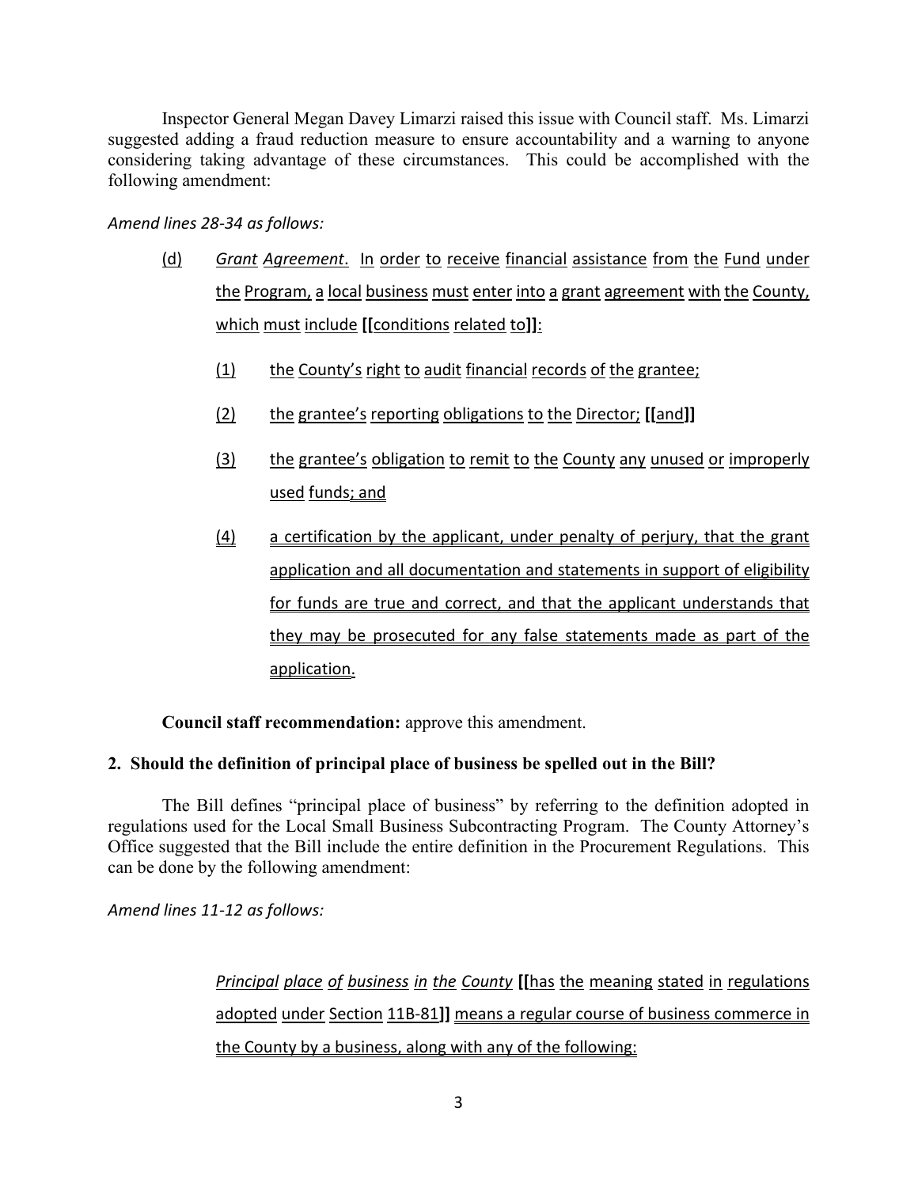Inspector General Megan Davey Limarzi raised this issue with Council staff. Ms. Limarzi suggested adding a fraud reduction measure to ensure accountability and a warning to anyone considering taking advantage of these circumstances. This could be accomplished with the following amendment:

*Amend lines 28-34 as follows:*

> (d) *Grant Agreement*. In order to receive financial assistance from the Fund under the Program, a local business must enter into a grant agreement with the County, which must include **[[**conditions related to**]]**:
>
> (1) the County's right to audit financial records of the grantee;
>
> (2) the grantee's reporting obligations to the Director; **[[**and**]]**
>
> (3) the grantee's obligation to remit to the County any unused or improperly used funds; and
>
> (4) a certification by the applicant, under penalty of perjury, that the grant application and all documentation and statements in support of eligibility for funds are true and correct, and that the applicant understands that they may be prosecuted for any false statements made as part of the application.

**Council staff recommendation:** approve this amendment.

**2. Should the definition of principal place of business be spelled out in the Bill?**

The Bill defines "principal place of business" by referring to the definition adopted in regulations used for the Local Small Business Subcontracting Program. The County Attorney's Office suggested that the Bill include the entire definition in the Procurement Regulations. This can be done by the following amendment:

*Amend lines 11-12 as follows:*

> *Principal place of business in the County* **[[**has the meaning stated in regulations adopted under Section 11B-81**]]** means a regular course of business commerce in the County by a business, along with any of the following: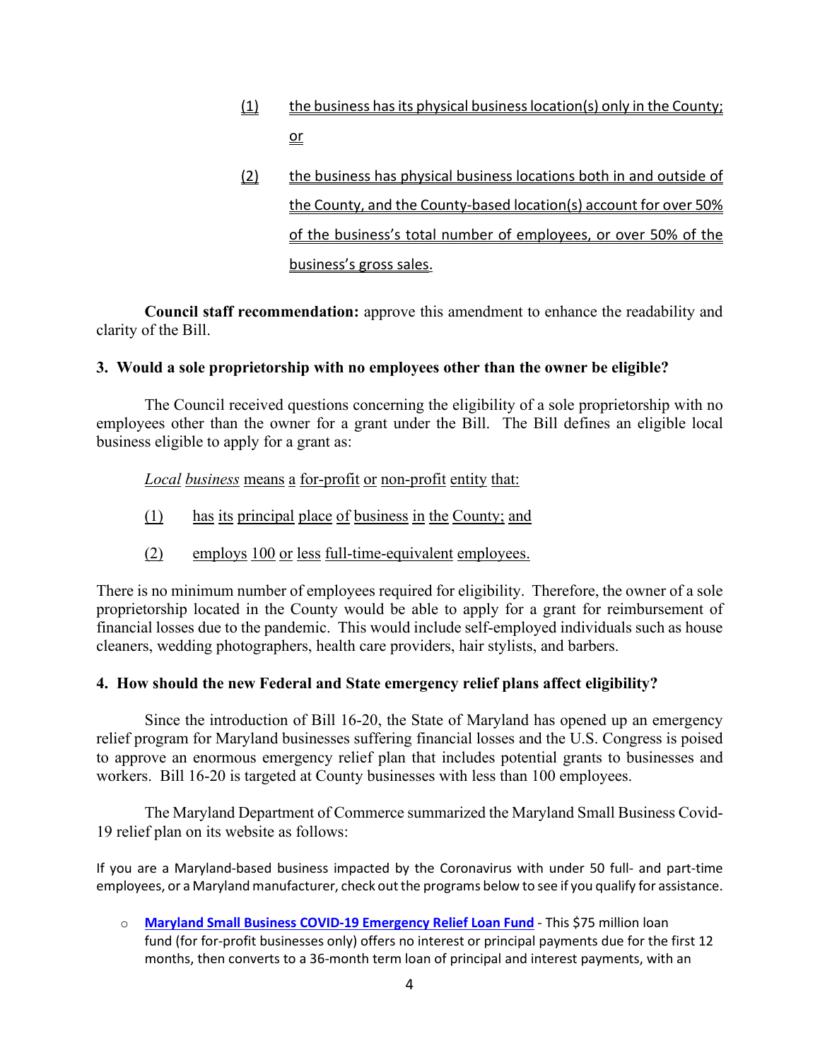(1) the business has its physical business location(s) only in the County; or

(2) the business has physical business locations both in and outside of the County, and the County-based location(s) account for over 50% of the business's total number of employees, or over 50% of the business's gross sales.

**Council staff recommendation:** approve this amendment to enhance the readability and clarity of the Bill.

**3. Would a sole proprietorship with no employees other than the owner be eligible?**

The Council received questions concerning the eligibility of a sole proprietorship with no employees other than the owner for a grant under the Bill. The Bill defines an eligible local business eligible to apply for a grant as:

*Local business* means a for-profit or non-profit entity that:

(1) has its principal place of business in the County; and

(2) employs 100 or less full-time-equivalent employees.

There is no minimum number of employees required for eligibility. Therefore, the owner of a sole proprietorship located in the County would be able to apply for a grant for reimbursement of financial losses due to the pandemic. This would include self-employed individuals such as house cleaners, wedding photographers, health care providers, hair stylists, and barbers.

**4. How should the new Federal and State emergency relief plans affect eligibility?**

Since the introduction of Bill 16-20, the State of Maryland has opened up an emergency relief program for Maryland businesses suffering financial losses and the U.S. Congress is poised to approve an enormous emergency relief plan that includes potential grants to businesses and workers. Bill 16-20 is targeted at County businesses with less than 100 employees.

The Maryland Department of Commerce summarized the Maryland Small Business Covid-19 relief plan on its website as follows:

If you are a Maryland-based business impacted by the Coronavirus with under 50 full- and part-time employees, or a Maryland manufacturer, check out the programs below to see if you qualify for assistance.

- **Maryland Small Business COVID-19 Emergency Relief Loan Fund** - This $75 million loan fund (for for-profit businesses only) offers no interest or principal payments due for the first 12 months, then converts to a 36-month term loan of principal and interest payments, with an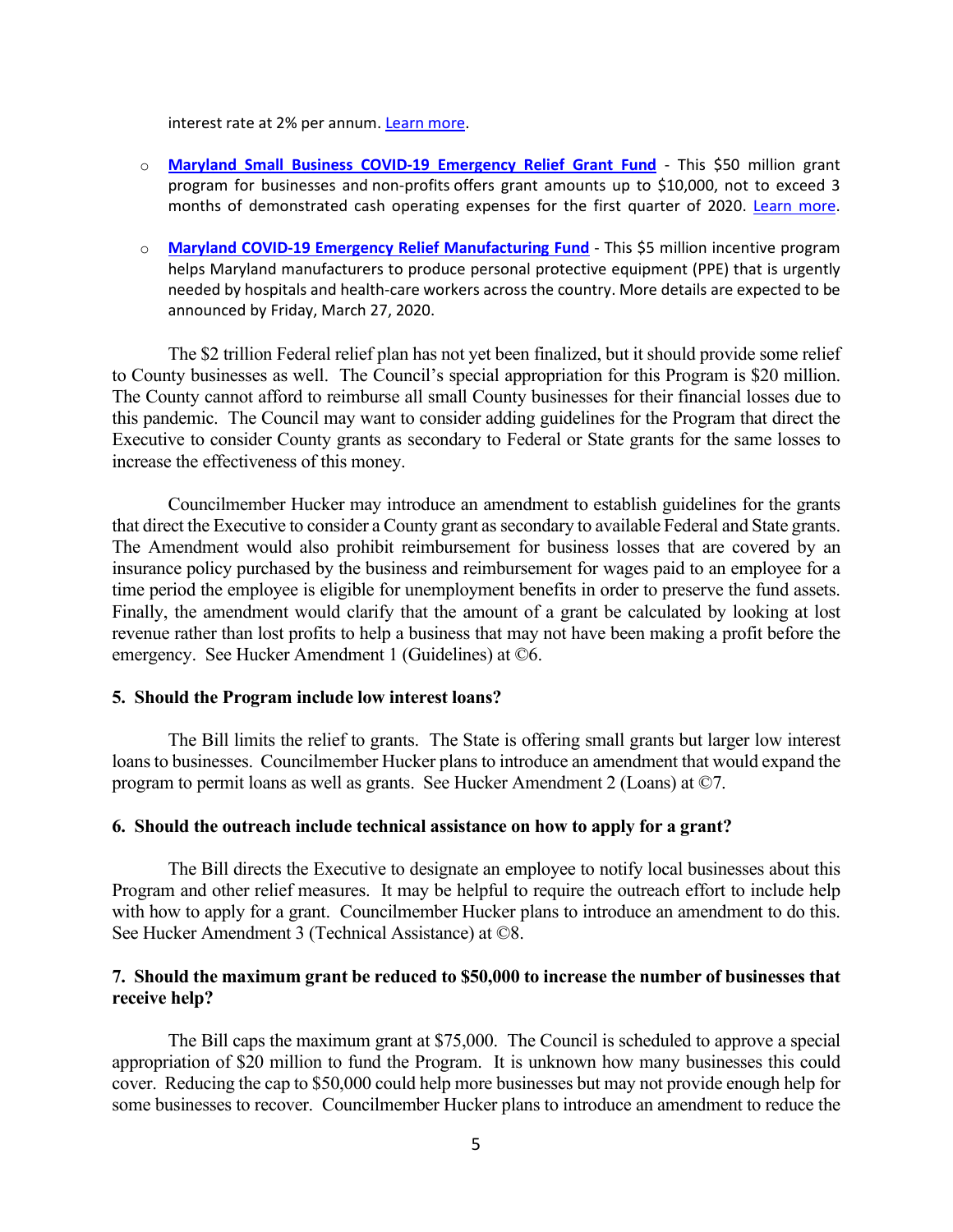interest rate at 2% per annum. Learn more.

- **Maryland Small Business COVID-19 Emergency Relief Grant Fund** - This $50 million grant program for businesses and non-profits offers grant amounts up to $10,000, not to exceed 3 months of demonstrated cash operating expenses for the first quarter of 2020. Learn more.

- **Maryland COVID-19 Emergency Relief Manufacturing Fund** - This $5 million incentive program helps Maryland manufacturers to produce personal protective equipment (PPE) that is urgently needed by hospitals and health-care workers across the country. More details are expected to be announced by Friday, March 27, 2020.

The $2 trillion Federal relief plan has not yet been finalized, but it should provide some relief to County businesses as well. The Council's special appropriation for this Program is $20 million. The County cannot afford to reimburse all small County businesses for their financial losses due to this pandemic. The Council may want to consider adding guidelines for the Program that direct the Executive to consider County grants as secondary to Federal or State grants for the same losses to increase the effectiveness of this money.

Councilmember Hucker may introduce an amendment to establish guidelines for the grants that direct the Executive to consider a County grant as secondary to available Federal and State grants. The Amendment would also prohibit reimbursement for business losses that are covered by an insurance policy purchased by the business and reimbursement for wages paid to an employee for a time period the employee is eligible for unemployment benefits in order to preserve the fund assets. Finally, the amendment would clarify that the amount of a grant be calculated by looking at lost revenue rather than lost profits to help a business that may not have been making a profit before the emergency. See Hucker Amendment 1 (Guidelines) at ©6.

### 5. Should the Program include low interest loans?

The Bill limits the relief to grants. The State is offering small grants but larger low interest loans to businesses. Councilmember Hucker plans to introduce an amendment that would expand the program to permit loans as well as grants. See Hucker Amendment 2 (Loans) at ©7.

### 6. Should the outreach include technical assistance on how to apply for a grant?

The Bill directs the Executive to designate an employee to notify local businesses about this Program and other relief measures. It may be helpful to require the outreach effort to include help with how to apply for a grant. Councilmember Hucker plans to introduce an amendment to do this. See Hucker Amendment 3 (Technical Assistance) at ©8.

### 7. Should the maximum grant be reduced to $50,000 to increase the number of businesses that receive help?

The Bill caps the maximum grant at $75,000. The Council is scheduled to approve a special appropriation of $20 million to fund the Program. It is unknown how many businesses this could cover. Reducing the cap to $50,000 could help more businesses but may not provide enough help for some businesses to recover. Councilmember Hucker plans to introduce an amendment to reduce the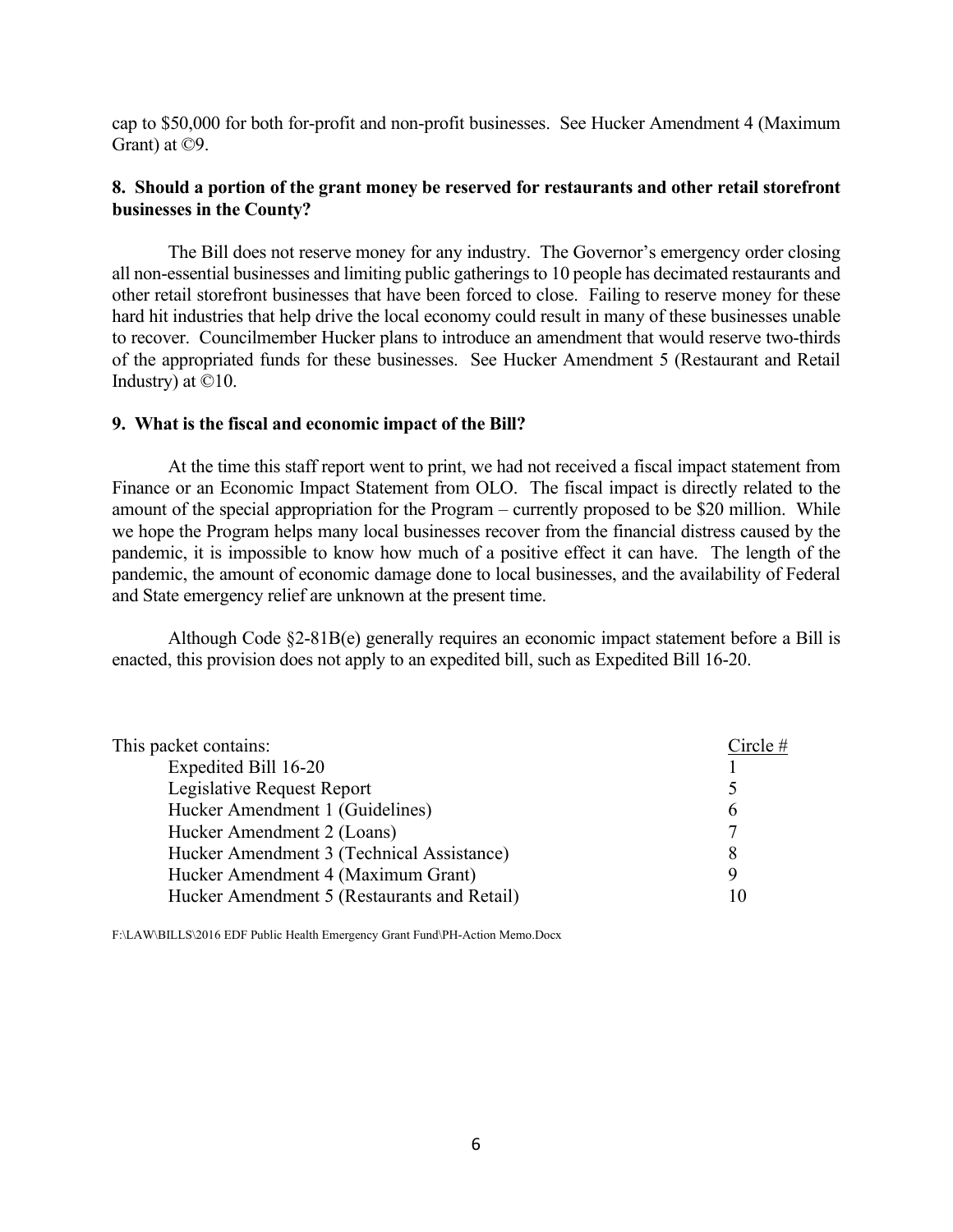cap to $50,000 for both for-profit and non-profit businesses. See Hucker Amendment 4 (Maximum Grant) at ©9.

**8. Should a portion of the grant money be reserved for restaurants and other retail storefront businesses in the County?**

The Bill does not reserve money for any industry. The Governor's emergency order closing all non-essential businesses and limiting public gatherings to 10 people has decimated restaurants and other retail storefront businesses that have been forced to close. Failing to reserve money for these hard hit industries that help drive the local economy could result in many of these businesses unable to recover. Councilmember Hucker plans to introduce an amendment that would reserve two-thirds of the appropriated funds for these businesses. See Hucker Amendment 5 (Restaurant and Retail Industry) at ©10.

**9. What is the fiscal and economic impact of the Bill?**

At the time this staff report went to print, we had not received a fiscal impact statement from Finance or an Economic Impact Statement from OLO. The fiscal impact is directly related to the amount of the special appropriation for the Program – currently proposed to be $20 million. While we hope the Program helps many local businesses recover from the financial distress caused by the pandemic, it is impossible to know how much of a positive effect it can have. The length of the pandemic, the amount of economic damage done to local businesses, and the availability of Federal and State emergency relief are unknown at the present time.

Although Code §2-81B(e) generally requires an economic impact statement before a Bill is enacted, this provision does not apply to an expedited bill, such as Expedited Bill 16-20.

| This packet contains: | Circle # |
|---|---|
| Expedited Bill 16-20 | 1 |
| Legislative Request Report | 5 |
| Hucker Amendment 1 (Guidelines) | 6 |
| Hucker Amendment 2 (Loans) | 7 |
| Hucker Amendment 3 (Technical Assistance) | 8 |
| Hucker Amendment 4 (Maximum Grant) | 9 |
| Hucker Amendment 5 (Restaurants and Retail) | 10 |

F:\LAW\BILLS\2016 EDF Public Health Emergency Grant Fund\PH-Action Memo.Docx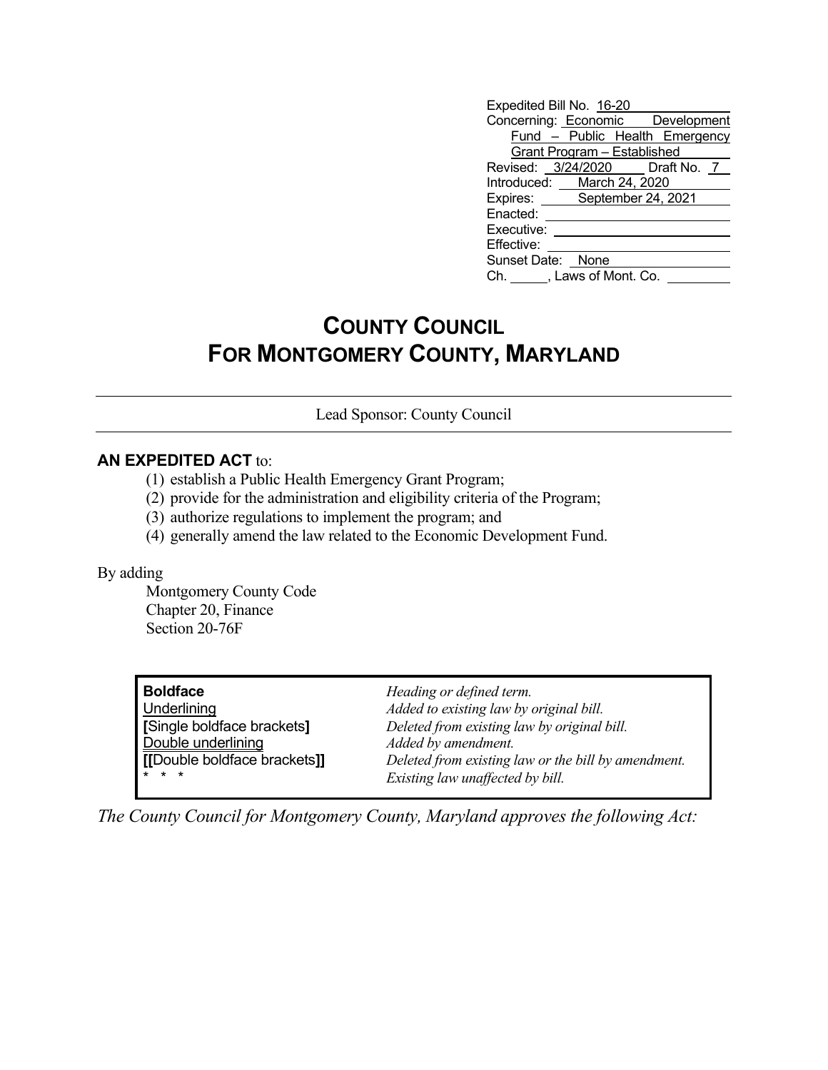Expedited Bill No. 16-20
Concerning: Economic Development Fund – Public Health Emergency Grant Program – Established
Revised: 3/24/2020 Draft No. 7
Introduced: March 24, 2020
Expires: September 24, 2021
Enacted:
Executive:
Effective:
Sunset Date: None
Ch. \_\_\_\_\_, Laws of Mont. Co.

# COUNTY COUNCIL FOR MONTGOMERY COUNTY, MARYLAND

Lead Sponsor: County Council

**AN EXPEDITED ACT** to:

(1) establish a Public Health Emergency Grant Program;
(2) provide for the administration and eligibility criteria of the Program;
(3) authorize regulations to implement the program; and
(4) generally amend the law related to the Economic Development Fund.

By adding

Montgomery County Code
Chapter 20, Finance
Section 20-76F

| | |
|---|---|
| **Boldface** | *Heading or defined term.* |
| <u>Underlining</u> | *Added to existing law by original bill.* |
| **[**Single boldface brackets**]** | *Deleted from existing law by original bill.* |
| <u>Double underlining</u> | *Added by amendment.* |
| **[[**Double boldface brackets**]]** | *Deleted from existing law or the bill by amendment.* |
| * * * | *Existing law unaffected by bill.* |

*The County Council for Montgomery County, Maryland approves the following Act:*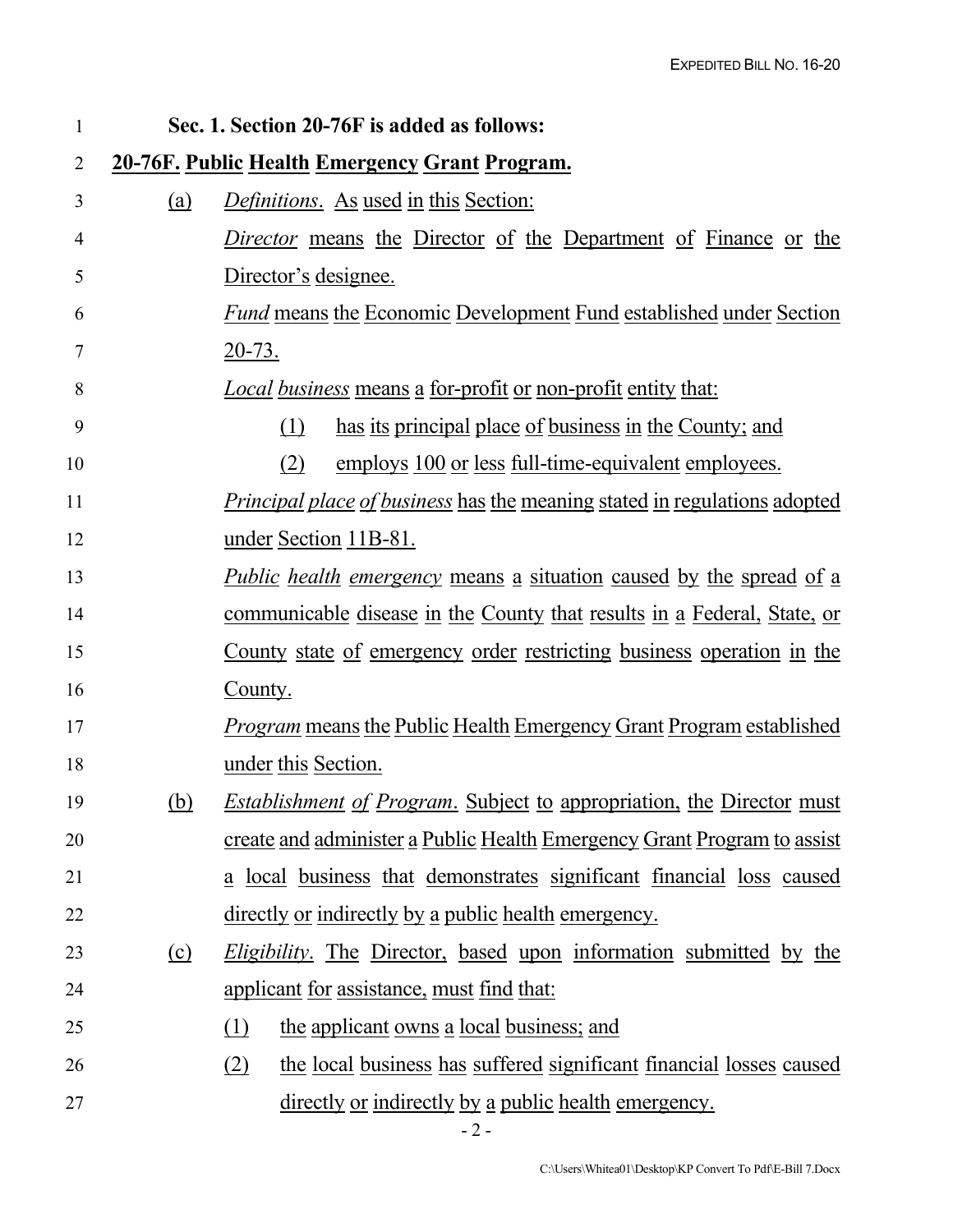**Sec. 1. Section 20-76F is added as follows:**

**20-76F. Public Health Emergency Grant Program.**

(a) *Definitions*. As used in this Section:

*Director* means the Director of the Department of Finance or the Director's designee.

*Fund* means the Economic Development Fund established under Section 20-73.

*Local business* means a for-profit or non-profit entity that:

(1) has its principal place of business in the County; and

(2) employs 100 or less full-time-equivalent employees.

*Principal place of business* has the meaning stated in regulations adopted under Section 11B-81.

*Public health emergency* means a situation caused by the spread of a communicable disease in the County that results in a Federal, State, or County state of emergency order restricting business operation in the County.

*Program* means the Public Health Emergency Grant Program established under this Section.

(b) *Establishment of Program*. Subject to appropriation, the Director must create and administer a Public Health Emergency Grant Program to assist a local business that demonstrates significant financial loss caused directly or indirectly by a public health emergency.

(c) *Eligibility*. The Director, based upon information submitted by the applicant for assistance, must find that:

(1) the applicant owns a local business; and

(2) the local business has suffered significant financial losses caused directly or indirectly by a public health emergency.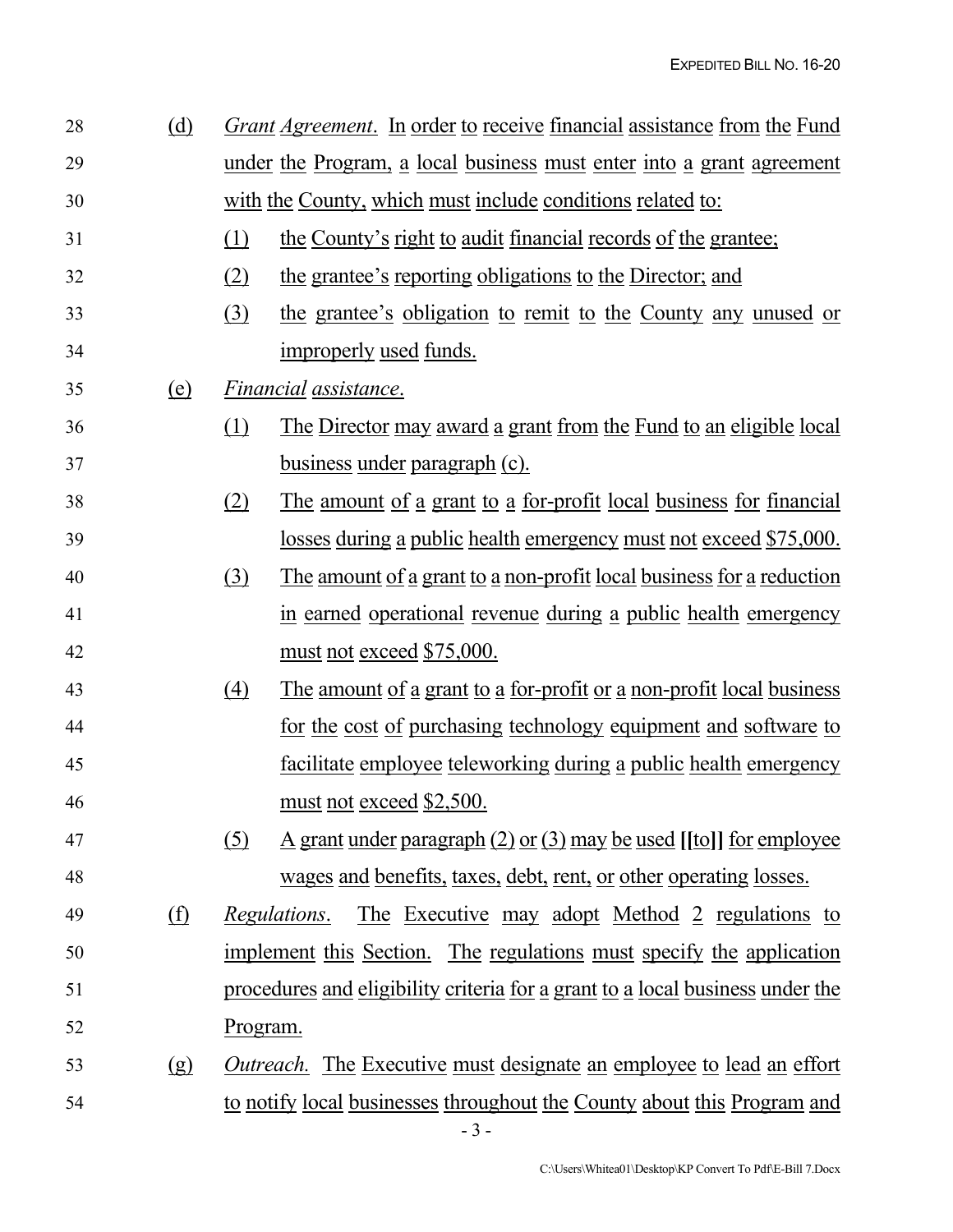(d) *Grant Agreement*. In order to receive financial assistance from the Fund under the Program, a local business must enter into a grant agreement with the County, which must include conditions related to:

   (1) the County's right to audit financial records of the grantee;

   (2) the grantee's reporting obligations to the Director; and

   (3) the grantee's obligation to remit to the County any unused or improperly used funds.

(e) *Financial assistance*.

   (1) The Director may award a grant from the Fund to an eligible local business under paragraph (c).

   (2) The amount of a grant to a for-profit local business for financial losses during a public health emergency must not exceed $75,000.

   (3) The amount of a grant to a non-profit local business for a reduction in earned operational revenue during a public health emergency must not exceed $75,000.

   (4) The amount of a grant to a for-profit or a non-profit local business for the cost of purchasing technology equipment and software to facilitate employee teleworking during a public health emergency must not exceed $2,500.

   (5) A grant under paragraph (2) or (3) may be used **[[**to**]]** for employee wages and benefits, taxes, debt, rent, or other operating losses.

(f) *Regulations*. The Executive may adopt Method 2 regulations to implement this Section. The regulations must specify the application procedures and eligibility criteria for a grant to a local business under the Program.

(g) *Outreach.* The Executive must designate an employee to lead an effort to notify local businesses throughout the County about this Program and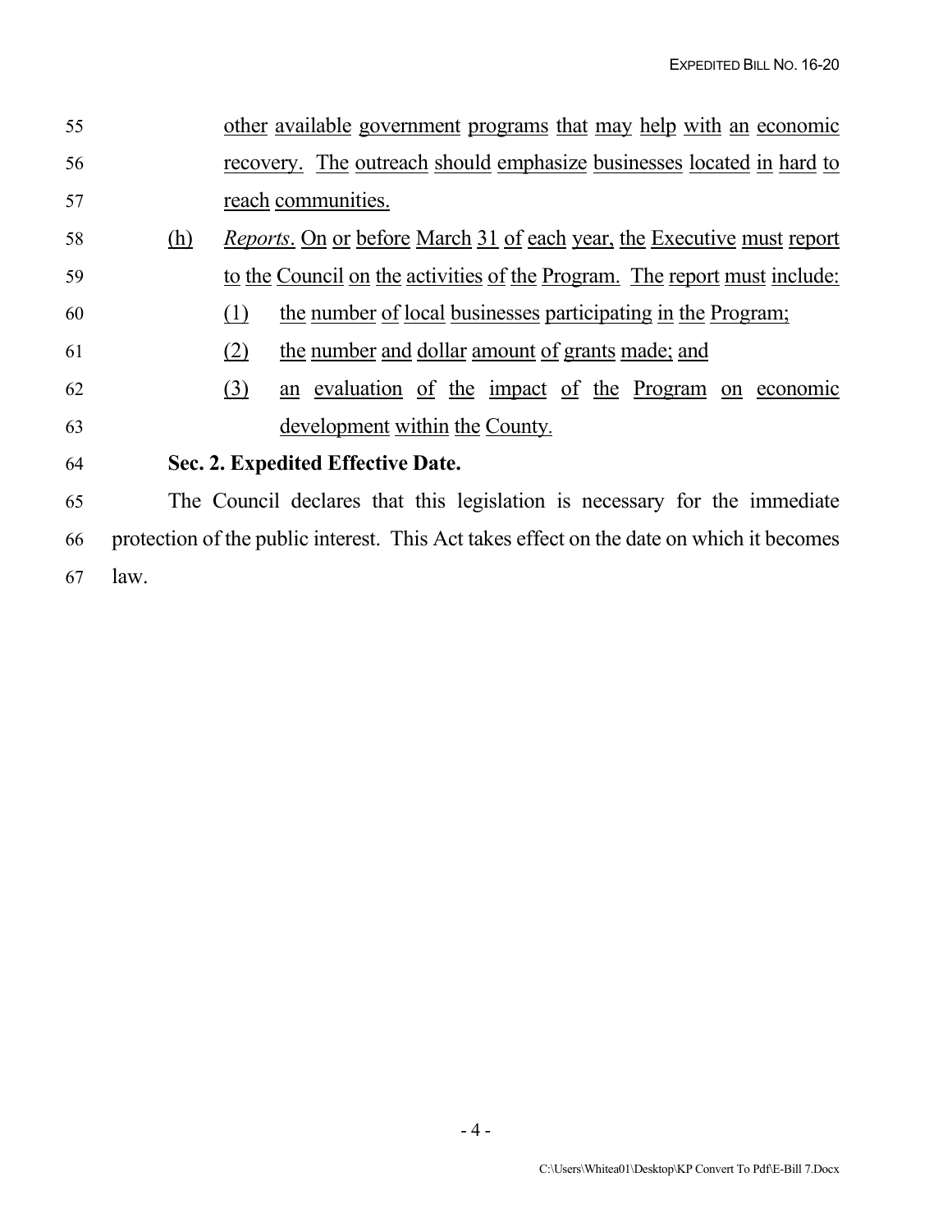other available government programs that may help with an economic recovery. The outreach should emphasize businesses located in hard to reach communities.

(h) *Reports*. On or before March 31 of each year, the Executive must report to the Council on the activities of the Program. The report must include:

(1) the number of local businesses participating in the Program;

(2) the number and dollar amount of grants made; and

(3) an evaluation of the impact of the Program on economic development within the County.

**Sec. 2. Expedited Effective Date.**

The Council declares that this legislation is necessary for the immediate protection of the public interest. This Act takes effect on the date on which it becomes law.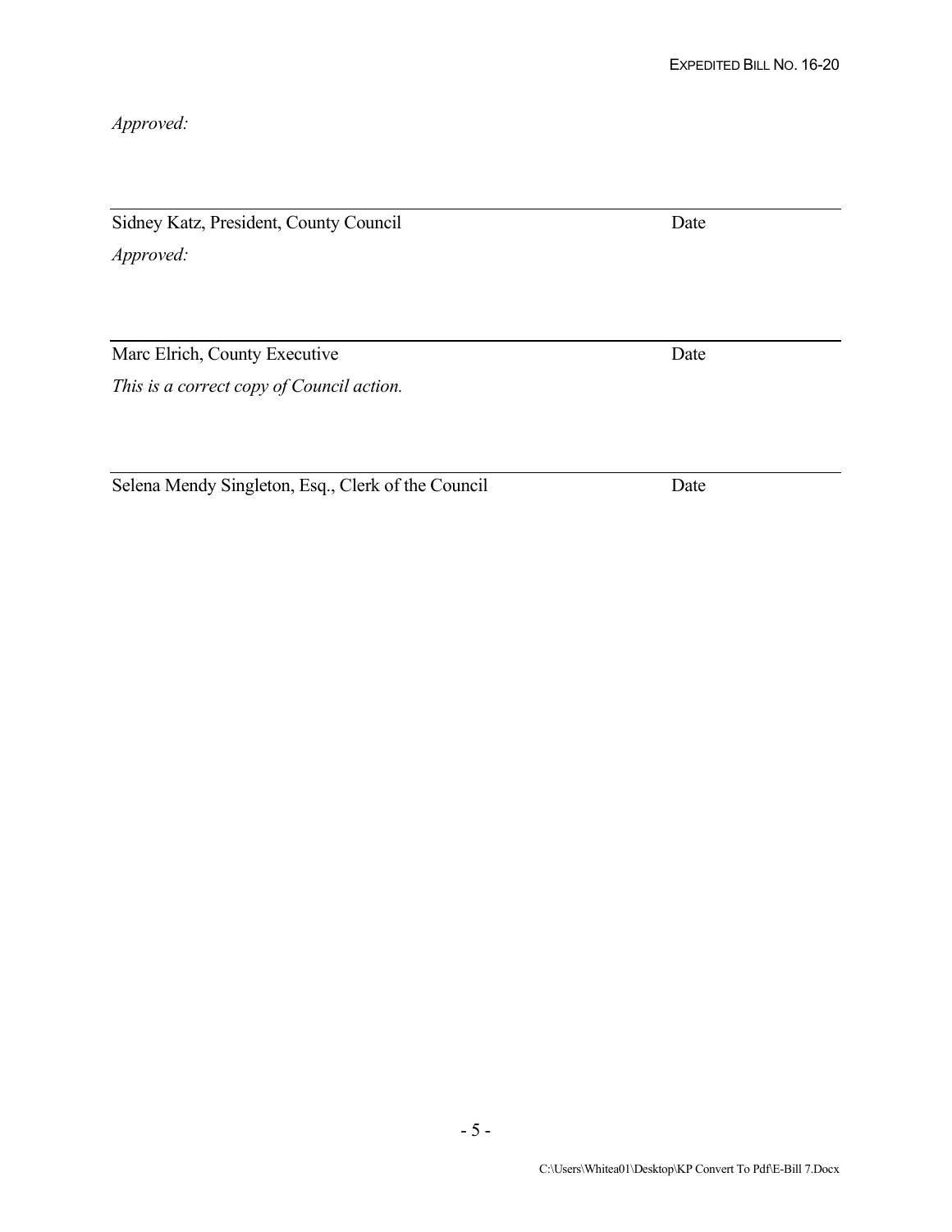*Approved:*

Sidney Katz, President, County Council Date

*Approved:*

Marc Elrich, County Executive Date

*This is a correct copy of Council action.*

Selena Mendy Singleton, Esq., Clerk of the Council Date

C:\Users\Whitea01\Desktop\KP Convert To Pdf\E-Bill 7.Docx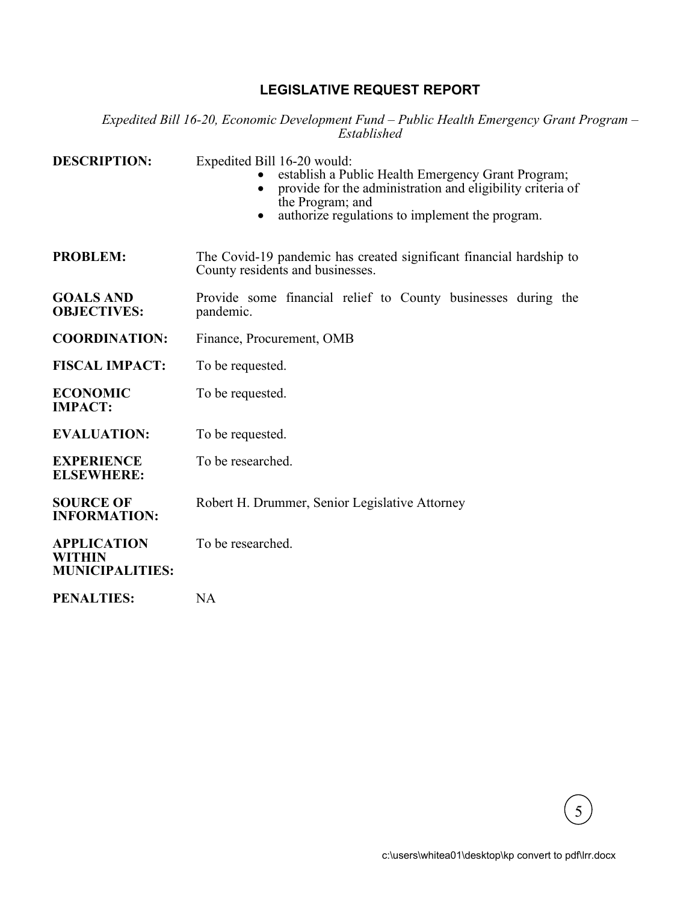# LEGISLATIVE REQUEST REPORT

*Expedited Bill 16-20, Economic Development Fund – Public Health Emergency Grant Program – Established*

**DESCRIPTION:** Expedited Bill 16-20 would:

- establish a Public Health Emergency Grant Program;
- provide for the administration and eligibility criteria of the Program; and
- authorize regulations to implement the program.

**PROBLEM:** The Covid-19 pandemic has created significant financial hardship to County residents and businesses.

**GOALS AND OBJECTIVES:** Provide some financial relief to County businesses during the pandemic.

**COORDINATION:** Finance, Procurement, OMB

**FISCAL IMPACT:** To be requested.

**ECONOMIC IMPACT:** To be requested.

**EVALUATION:** To be requested.

**EXPERIENCE ELSEWHERE:** To be researched.

**SOURCE OF INFORMATION:** Robert H. Drummer, Senior Legislative Attorney

**APPLICATION WITHIN MUNICIPALITIES:** To be researched.

**PENALTIES:** NA

c:\users\whitea01\desktop\kp convert to pdf\lrr.docx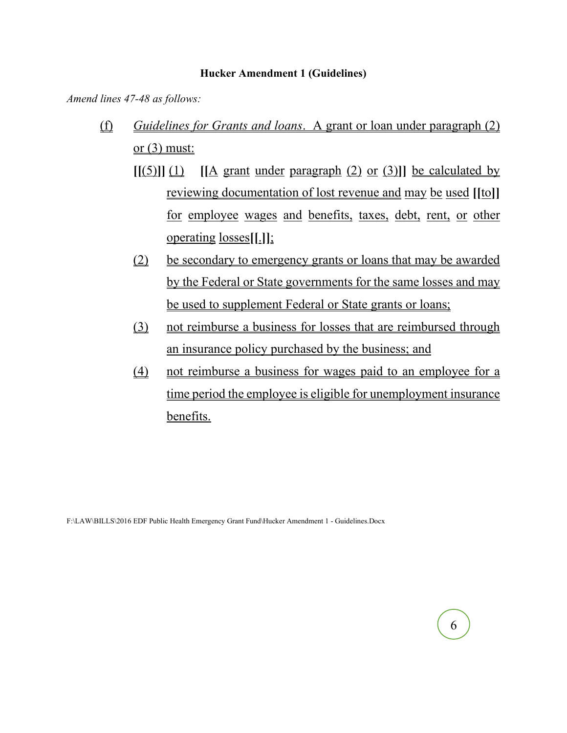**Hucker Amendment 1 (Guidelines)**

*Amend lines 47-48 as follows:*

(f) *Guidelines for Grants and loans*. A grant or loan under paragraph (2) or (3) must:

**[[**(5)**]]** (1) **[[**A grant under paragraph (2) or (3)**]]** be calculated by reviewing documentation of lost revenue and may be used **[[**to**]]** for employee wages and benefits, taxes, debt, rent, or other operating losses**[[**.**]]**;

(2) be secondary to emergency grants or loans that may be awarded by the Federal or State governments for the same losses and may be used to supplement Federal or State grants or loans;

(3) not reimburse a business for losses that are reimbursed through an insurance policy purchased by the business; and

(4) not reimburse a business for wages paid to an employee for a time period the employee is eligible for unemployment insurance benefits.

F:\LAW\BILLS\2016 EDF Public Health Emergency Grant Fund\Hucker Amendment 1 - Guidelines.Docx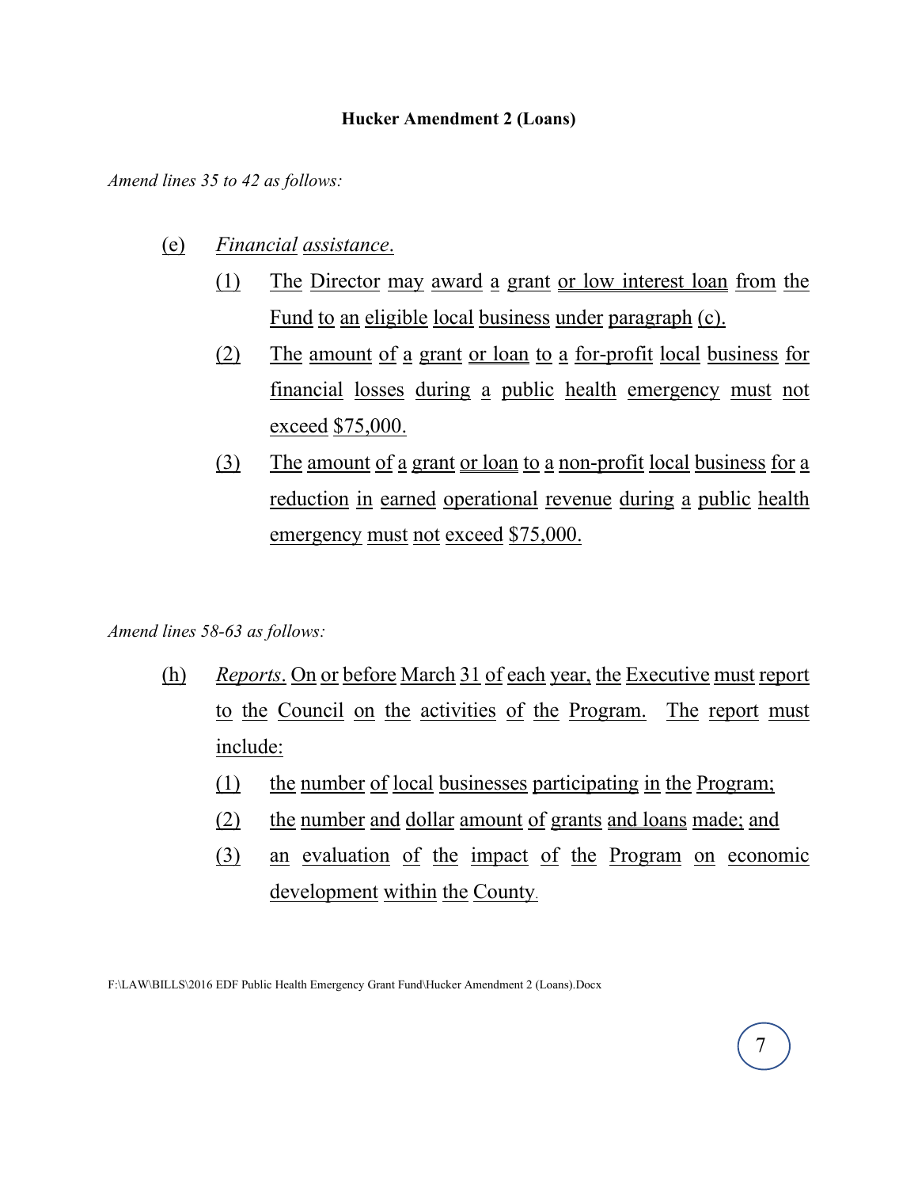**Hucker Amendment 2 (Loans)**

*Amend lines 35 to 42 as follows:*

(e) *Financial assistance*.

(1) The Director may award a grant or low interest loan from the Fund to an eligible local business under paragraph (c).

(2) The amount of a grant or loan to a for-profit local business for financial losses during a public health emergency must not exceed $75,000.

(3) The amount of a grant or loan to a non-profit local business for a reduction in earned operational revenue during a public health emergency must not exceed $75,000.

*Amend lines 58-63 as follows:*

(h) *Reports*. On or before March 31 of each year, the Executive must report to the Council on the activities of the Program. The report must include:

(1) the number of local businesses participating in the Program;

(2) the number and dollar amount of grants and loans made; and

(3) an evaluation of the impact of the Program on economic development within the County.

F:\LAW\BILLS\2016 EDF Public Health Emergency Grant Fund\Hucker Amendment 2 (Loans).Docx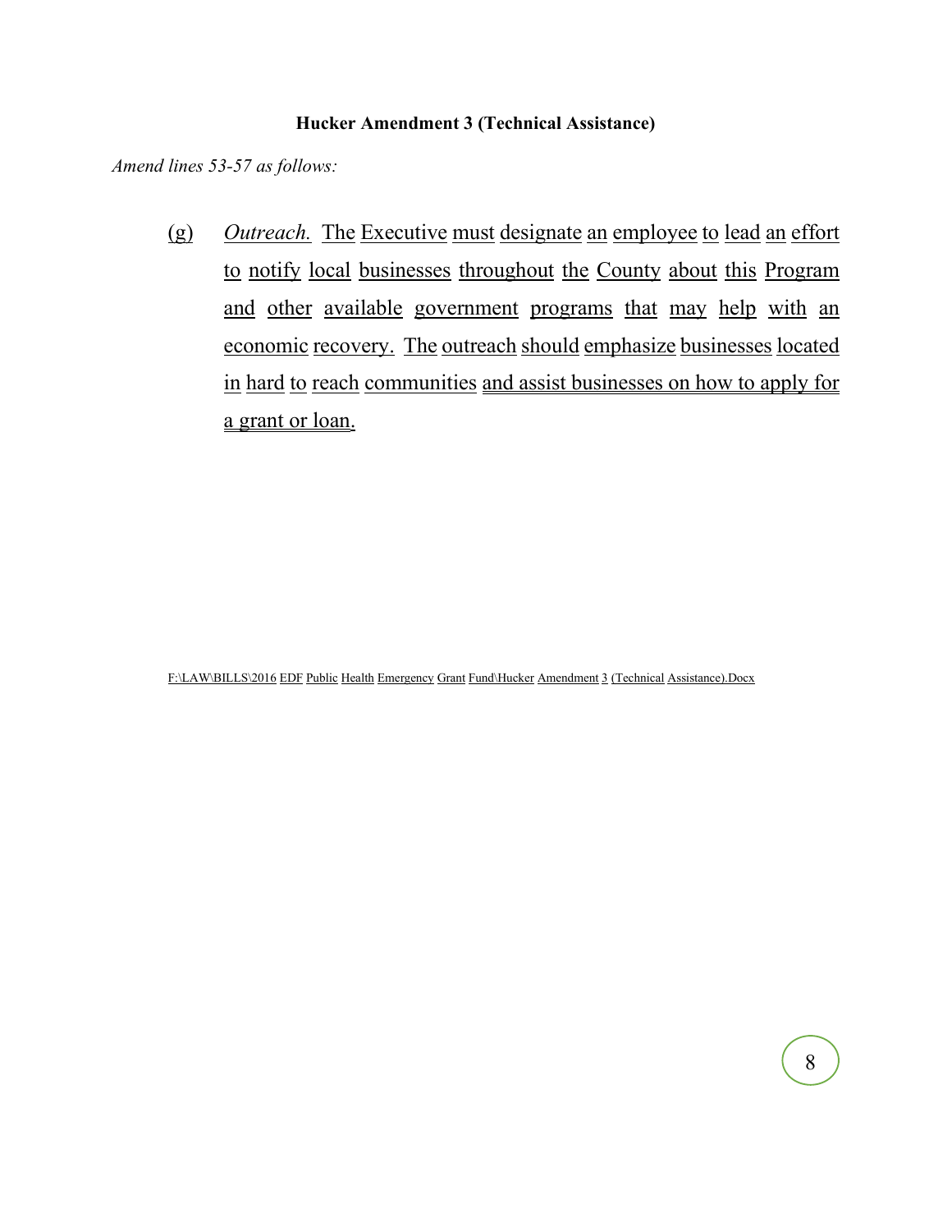**Hucker Amendment 3 (Technical Assistance)**

*Amend lines 53-57 as follows:*

(g) *Outreach.* The Executive must designate an employee to lead an effort to notify local businesses throughout the County about this Program and other available government programs that may help with an economic recovery. The outreach should emphasize businesses located in hard to reach communities and assist businesses on how to apply for a grant or loan.

F:\LAW\BILLS\2016 EDF Public Health Emergency Grant Fund\Hucker Amendment 3 (Technical Assistance).Docx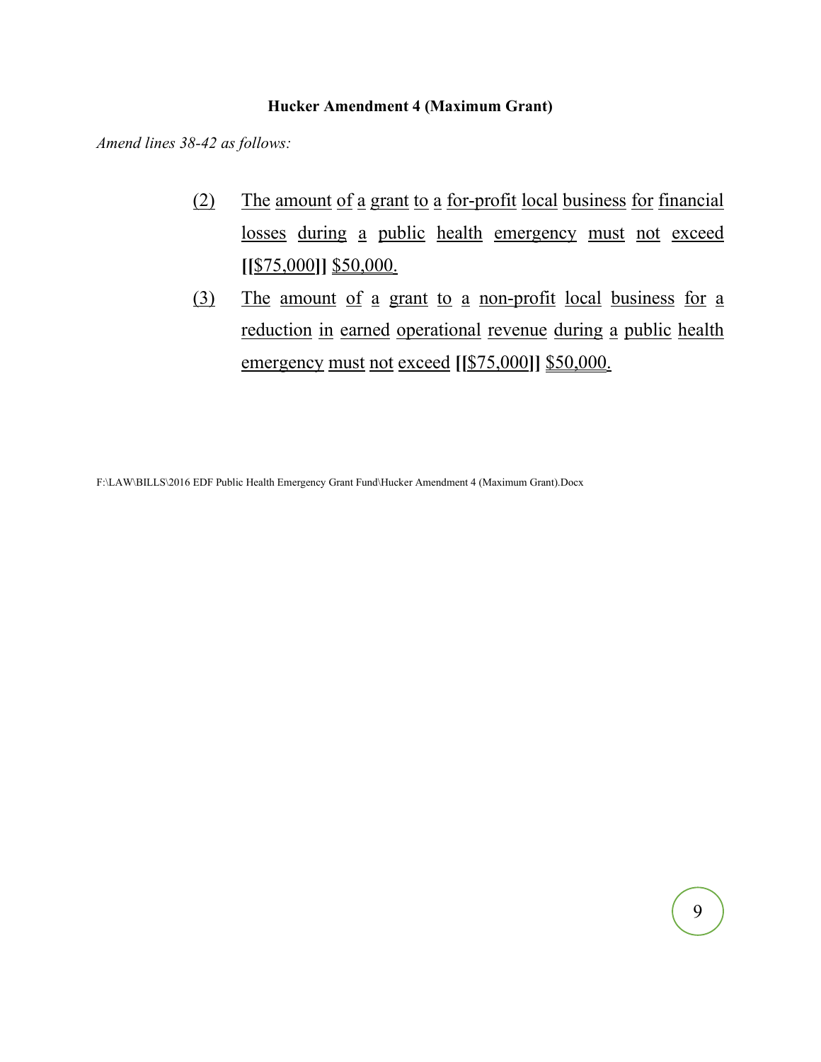**Hucker Amendment 4 (Maximum Grant)**

*Amend lines 38-42 as follows:*

(2) The amount of a grant to a for-profit local business for financial losses during a public health emergency must not exceed **[[**$75,000**]]** $50,000.

(3) The amount of a grant to a non-profit local business for a reduction in earned operational revenue during a public health emergency must not exceed **[[**$75,000**]]** $50,000.

F:\LAW\BILLS\2016 EDF Public Health Emergency Grant Fund\Hucker Amendment 4 (Maximum Grant).Docx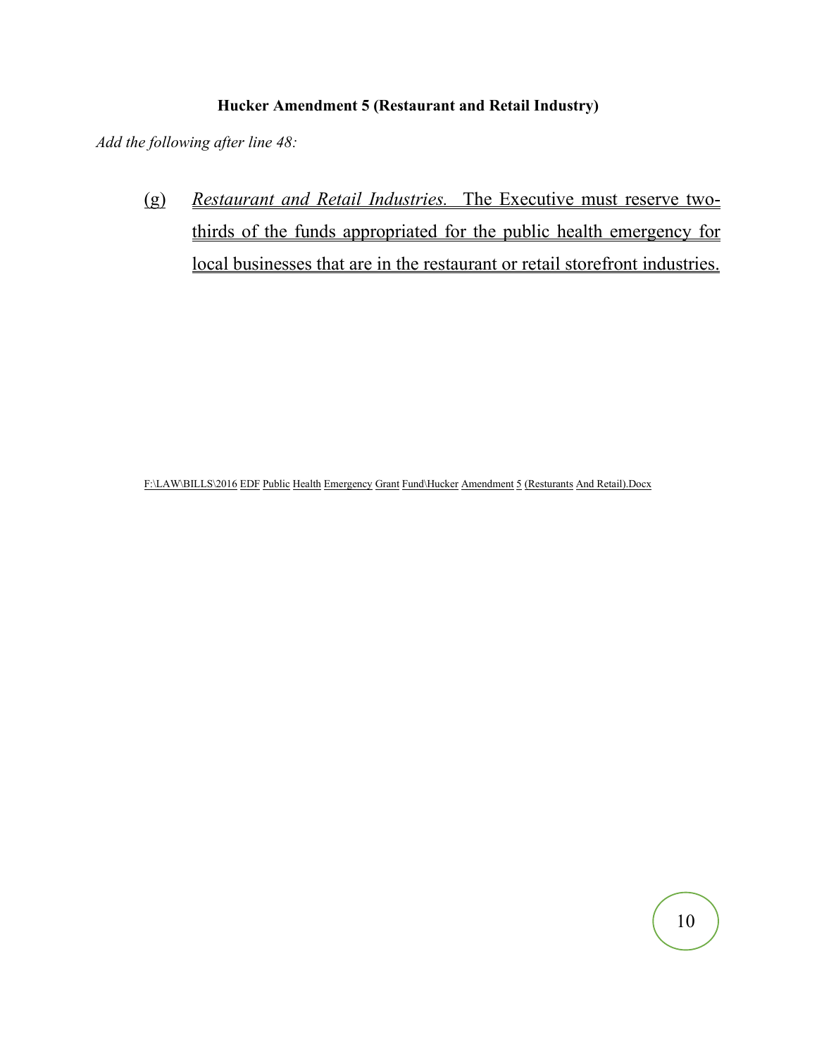**Hucker Amendment 5 (Restaurant and Retail Industry)**

*Add the following after line 48:*

(g) *Restaurant and Retail Industries.* The Executive must reserve two-thirds of the funds appropriated for the public health emergency for local businesses that are in the restaurant or retail storefront industries.

F:\LAW\BILLS\2016 EDF Public Health Emergency Grant Fund\Hucker Amendment 5 (Resturants And Retail).Docx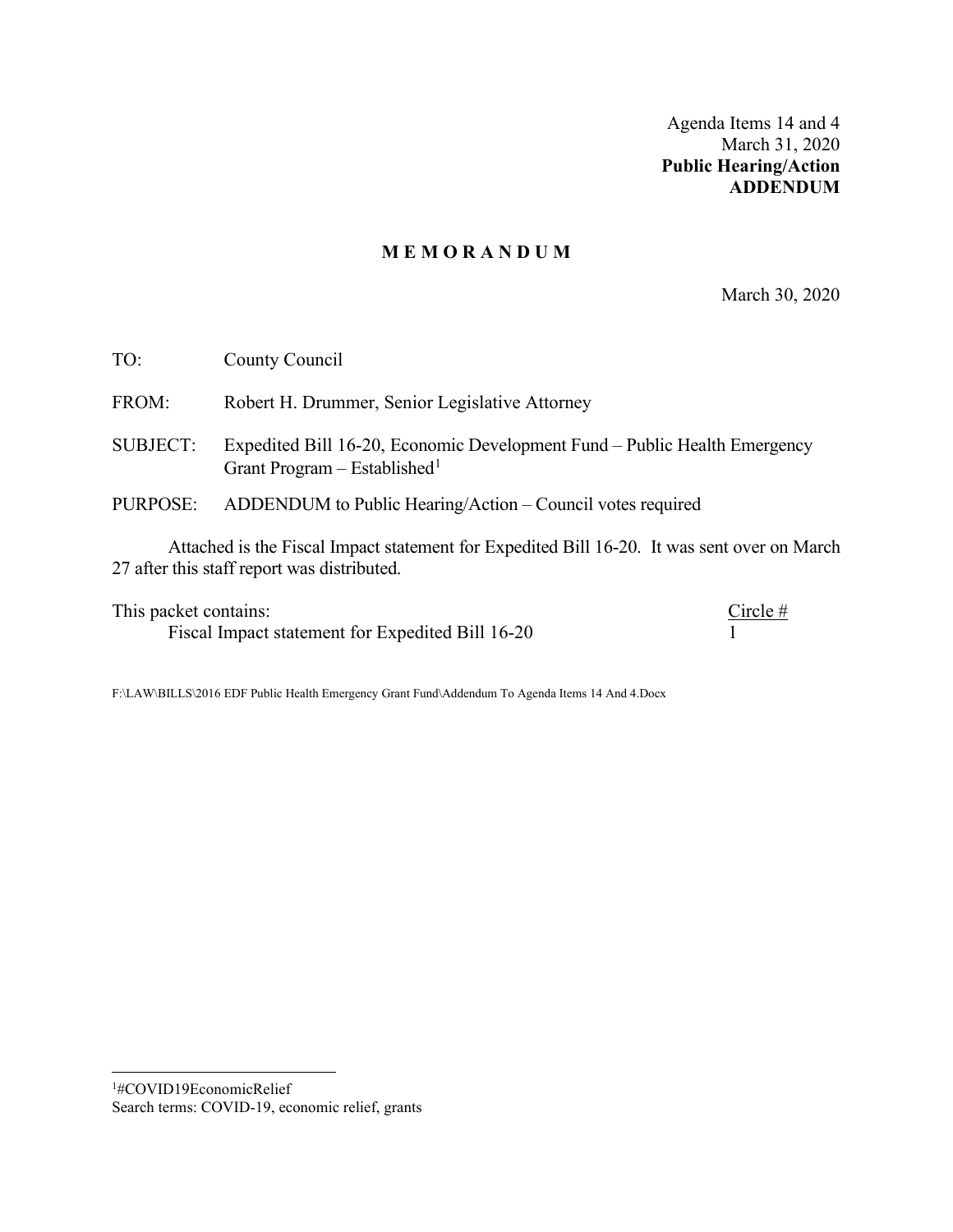Agenda Items 14 and 4
March 31, 2020
**Public Hearing/Action**
**ADDENDUM**

# M E M O R A N D U M

March 30, 2020

TO: County Council

FROM: Robert H. Drummer, Senior Legislative Attorney

SUBJECT: Expedited Bill 16-20, Economic Development Fund – Public Health Emergency Grant Program – Established[1]

PURPOSE: ADDENDUM to Public Hearing/Action – Council votes required

Attached is the Fiscal Impact statement for Expedited Bill 16-20. It was sent over on March 27 after this staff report was distributed.

| This packet contains: | Circle # |
|---|---|
| Fiscal Impact statement for Expedited Bill 16-20 | 1 |

F:\LAW\BILLS\2016 EDF Public Health Emergency Grant Fund\Addendum To Agenda Items 14 And 4.Docx

---

[1] #COVID19EconomicRelief
Search terms: COVID-19, economic relief, grants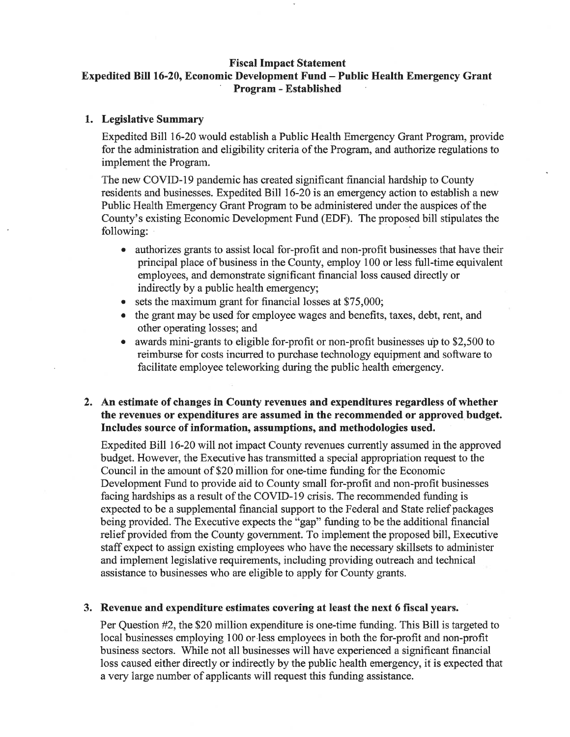# Fiscal Impact Statement

## Expedited Bill 16-20, Economic Development Fund – Public Health Emergency Grant Program - Established

### 1. Legislative Summary

Expedited Bill 16-20 would establish a Public Health Emergency Grant Program, provide for the administration and eligibility criteria of the Program, and authorize regulations to implement the Program.

The new COVID-19 pandemic has created significant financial hardship to County residents and businesses. Expedited Bill 16-20 is an emergency action to establish a new Public Health Emergency Grant Program to be administered under the auspices of the County's existing Economic Development Fund (EDF). The proposed bill stipulates the following:

- authorizes grants to assist local for-profit and non-profit businesses that have their principal place of business in the County, employ 100 or less full-time equivalent employees, and demonstrate significant financial loss caused directly or indirectly by a public health emergency;
- sets the maximum grant for financial losses at $75,000;
- the grant may be used for employee wages and benefits, taxes, debt, rent, and other operating losses; and
- awards mini-grants to eligible for-profit or non-profit businesses up to $2,500 to reimburse for costs incurred to purchase technology equipment and software to facilitate employee teleworking during the public health emergency.

### 2. An estimate of changes in County revenues and expenditures regardless of whether the revenues or expenditures are assumed in the recommended or approved budget. Includes source of information, assumptions, and methodologies used.

Expedited Bill 16-20 will not impact County revenues currently assumed in the approved budget. However, the Executive has transmitted a special appropriation request to the Council in the amount of $20 million for one-time funding for the Economic Development Fund to provide aid to County small for-profit and non-profit businesses facing hardships as a result of the COVID-19 crisis. The recommended funding is expected to be a supplemental financial support to the Federal and State relief packages being provided. The Executive expects the "gap" funding to be the additional financial relief provided from the County government. To implement the proposed bill, Executive staff expect to assign existing employees who have the necessary skillsets to administer and implement legislative requirements, including providing outreach and technical assistance to businesses who are eligible to apply for County grants.

### 3. Revenue and expenditure estimates covering at least the next 6 fiscal years.

Per Question #2, the $20 million expenditure is one-time funding. This Bill is targeted to local businesses employing 100 or less employees in both the for-profit and non-profit business sectors. While not all businesses will have experienced a significant financial loss caused either directly or indirectly by the public health emergency, it is expected that a very large number of applicants will request this funding assistance.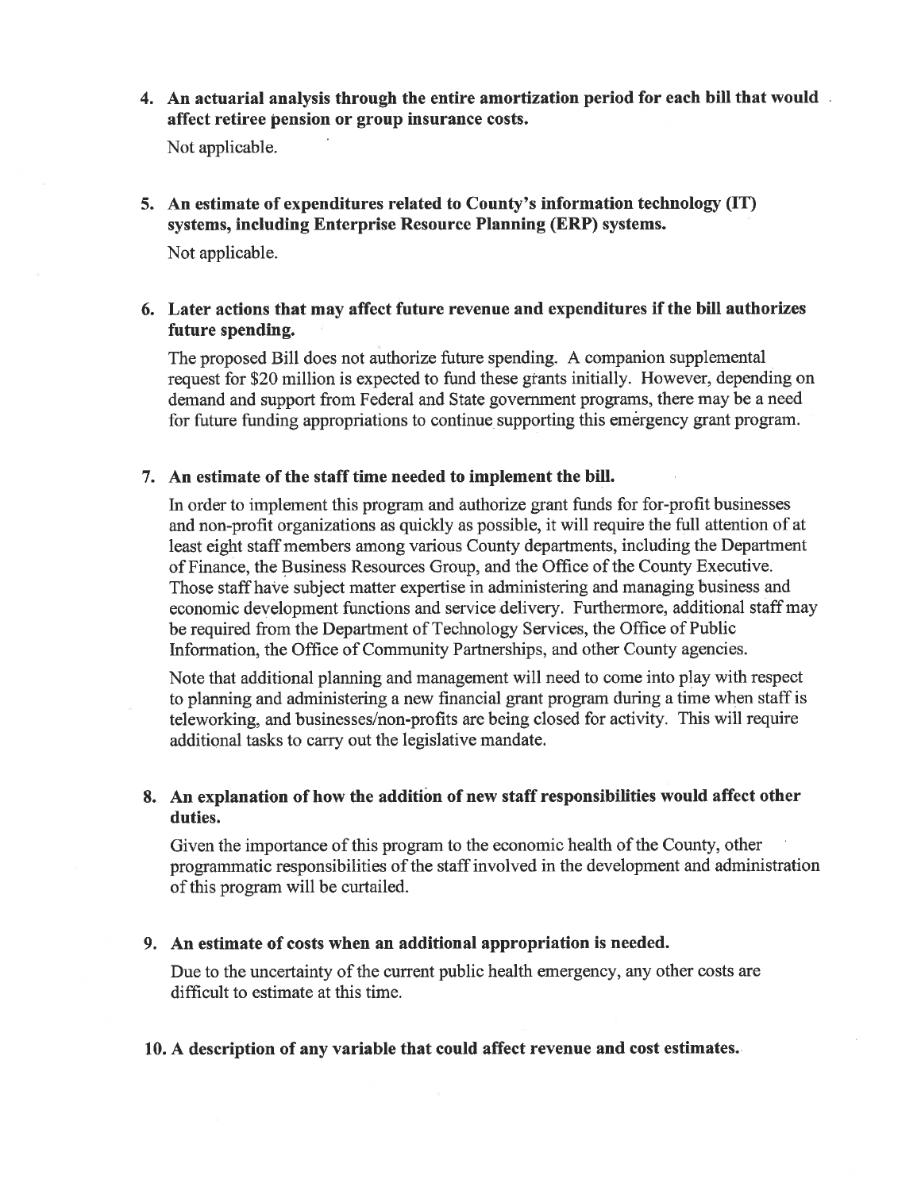4. **An actuarial analysis through the entire amortization period for each bill that would affect retiree pension or group insurance costs.**

   Not applicable.

5. **An estimate of expenditures related to County's information technology (IT) systems, including Enterprise Resource Planning (ERP) systems.**

   Not applicable.

6. **Later actions that may affect future revenue and expenditures if the bill authorizes future spending.**

   The proposed Bill does not authorize future spending. A companion supplemental request for $20 million is expected to fund these grants initially. However, depending on demand and support from Federal and State government programs, there may be a need for future funding appropriations to continue supporting this emergency grant program.

7. **An estimate of the staff time needed to implement the bill.**

   In order to implement this program and authorize grant funds for for-profit businesses and non-profit organizations as quickly as possible, it will require the full attention of at least eight staff members among various County departments, including the Department of Finance, the Business Resources Group, and the Office of the County Executive. Those staff have subject matter expertise in administering and managing business and economic development functions and service delivery. Furthermore, additional staff may be required from the Department of Technology Services, the Office of Public Information, the Office of Community Partnerships, and other County agencies.

   Note that additional planning and management will need to come into play with respect to planning and administering a new financial grant program during a time when staff is teleworking, and businesses/non-profits are being closed for activity. This will require additional tasks to carry out the legislative mandate.

8. **An explanation of how the addition of new staff responsibilities would affect other duties.**

   Given the importance of this program to the economic health of the County, other programmatic responsibilities of the staff involved in the development and administration of this program will be curtailed.

9. **An estimate of costs when an additional appropriation is needed.**

   Due to the uncertainty of the current public health emergency, any other costs are difficult to estimate at this time.

10. **A description of any variable that could affect revenue and cost estimates.**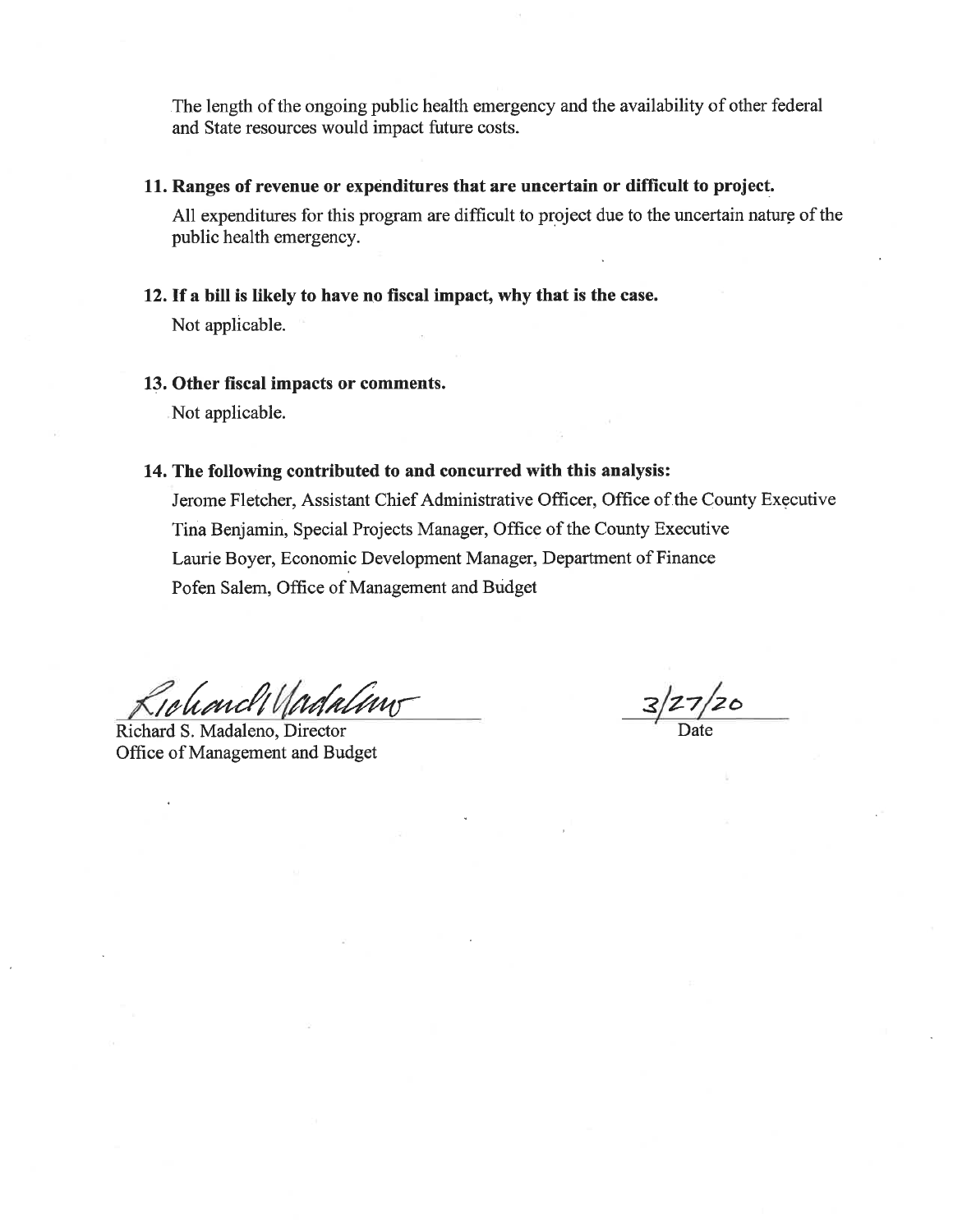The length of the ongoing public health emergency and the availability of other federal and State resources would impact future costs.

**11. Ranges of revenue or expenditures that are uncertain or difficult to project.**

All expenditures for this program are difficult to project due to the uncertain nature of the public health emergency.

**12. If a bill is likely to have no fiscal impact, why that is the case.**

Not applicable.

**13. Other fiscal impacts or comments.**

Not applicable.

**14. The following contributed to and concurred with this analysis:**

Jerome Fletcher, Assistant Chief Administrative Officer, Office of the County Executive
Tina Benjamin, Special Projects Manager, Office of the County Executive
Laurie Boyer, Economic Development Manager, Department of Finance
Pofen Salem, Office of Management and Budget

Richard S. Madaleno, Director
Office of Management and Budget

3/27/20
Date